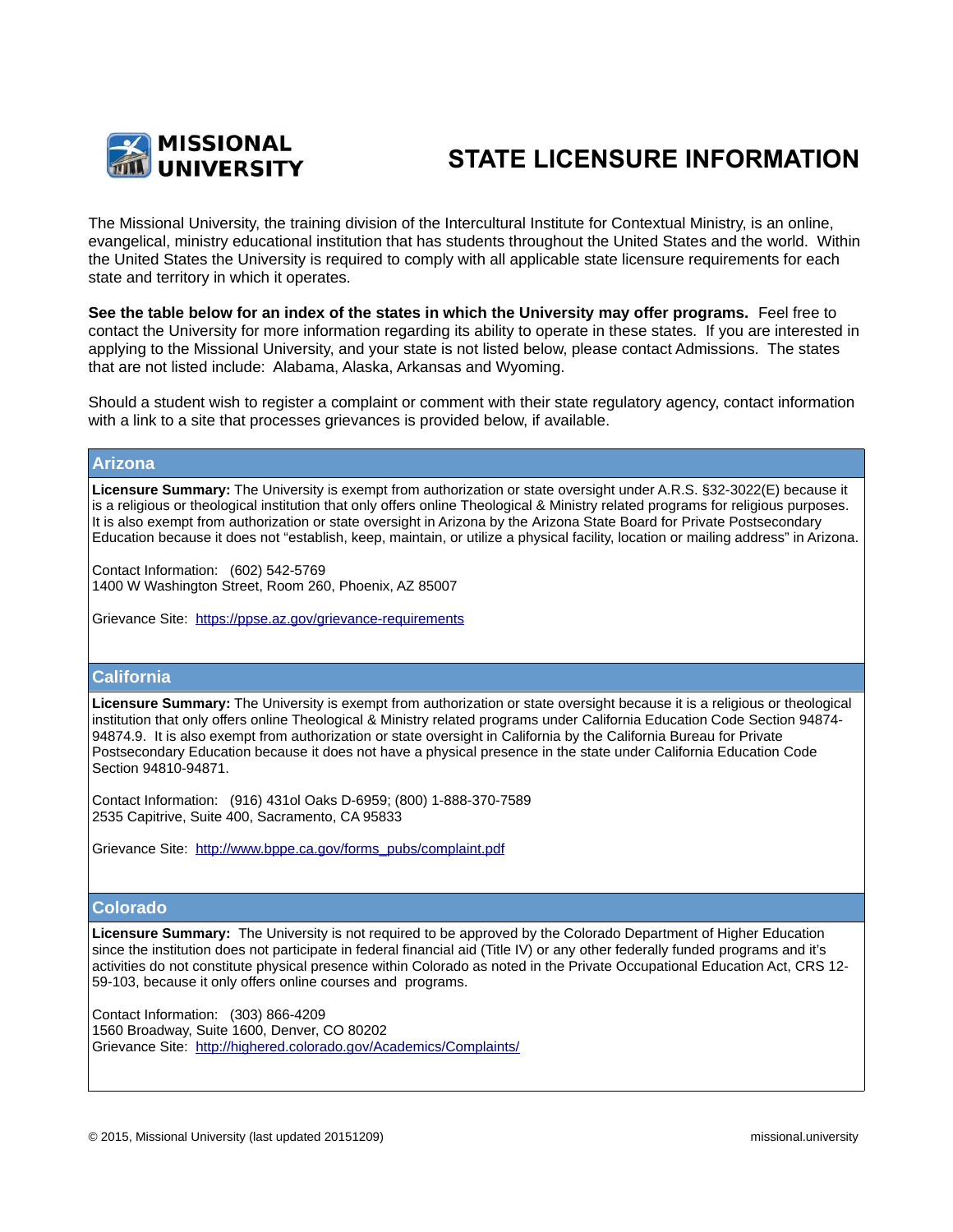MISSIONAL UNIVERSITY

# STATE LICENSURE INFORMATION

The Missional University, the training division of the Intercultural Institute for Contextual Ministry, is an online, evangelical, ministry educational institution that has students throughout the United States and the world. Within the United States the University is required to comply with all applicable state licensure requirements for each state and territory in which it operates.

**See the table below for an index of the states in which the University may offer programs.** Feel free to contact the University for more information regarding its ability to operate in these states. If you are interested in applying to the Missional University, and your state is not listed below, please contact Admissions. The states that are not listed include: Alabama, Alaska, Arkansas and Wyoming.

Should a student wish to register a complaint or comment with their state regulatory agency, contact information with a link to a site that processes grievances is provided below, if available.

## Arizona

**Licensure Summary:** The University is exempt from authorization or state oversight under A.R.S. §32-3022(E) because it is a religious or theological institution that only offers online Theological & Ministry related programs for religious purposes. It is also exempt from authorization or state oversight in Arizona by the Arizona State Board for Private Postsecondary Education because it does not "establish, keep, maintain, or utilize a physical facility, location or mailing address" in Arizona.

Contact Information: (602) 542-5769
1400 W Washington Street, Room 260, Phoenix, AZ 85007

Grievance Site: https://ppse.az.gov/grievance-requirements

## California

**Licensure Summary:** The University is exempt from authorization or state oversight because it is a religious or theological institution that only offers online Theological & Ministry related programs under California Education Code Section 94874-94874.9. It is also exempt from authorization or state oversight in California by the California Bureau for Private Postsecondary Education because it does not have a physical presence in the state under California Education Code Section 94810-94871.

Contact Information: (916) 431ol Oaks D-6959; (800) 1-888-370-7589
2535 Capitrive, Suite 400, Sacramento, CA 95833

Grievance Site: http://www.bppe.ca.gov/forms_pubs/complaint.pdf

## Colorado

**Licensure Summary:** The University is not required to be approved by the Colorado Department of Higher Education since the institution does not participate in federal financial aid (Title IV) or any other federally funded programs and it's activities do not constitute physical presence within Colorado as noted in the Private Occupational Education Act, CRS 12-59-103, because it only offers online courses and programs.

Contact Information: (303) 866-4209
1560 Broadway, Suite 1600, Denver, CO 80202
Grievance Site: http://highered.colorado.gov/Academics/Complaints/

© 2015, Missional University (last updated 20151209)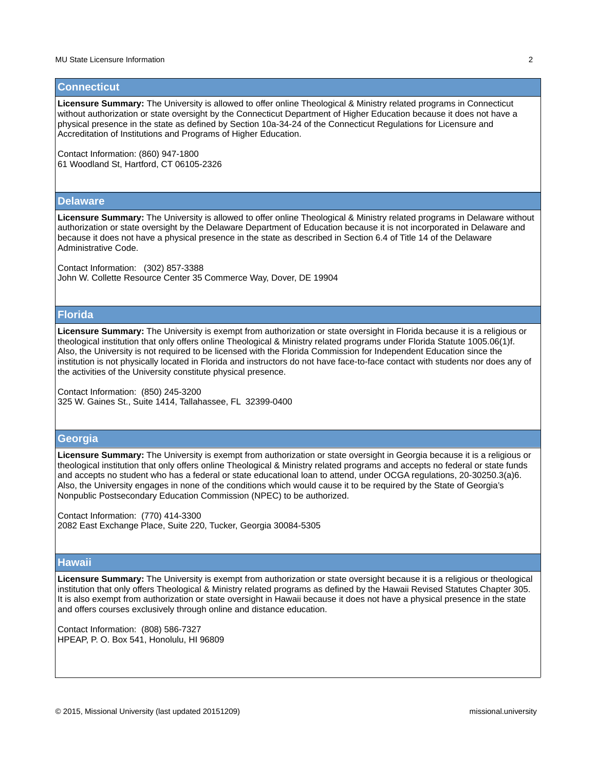## Connecticut

**Licensure Summary:** The University is allowed to offer online Theological & Ministry related programs in Connecticut without authorization or state oversight by the Connecticut Department of Higher Education because it does not have a physical presence in the state as defined by Section 10a-34-24 of the Connecticut Regulations for Licensure and Accreditation of Institutions and Programs of Higher Education.

Contact Information: (860) 947-1800
61 Woodland St, Hartford, CT 06105-2326

## Delaware

**Licensure Summary:** The University is allowed to offer online Theological & Ministry related programs in Delaware without authorization or state oversight by the Delaware Department of Education because it is not incorporated in Delaware and because it does not have a physical presence in the state as described in Section 6.4 of Title 14 of the Delaware Administrative Code.

Contact Information: (302) 857-3388
John W. Collette Resource Center 35 Commerce Way, Dover, DE 19904

## Florida

**Licensure Summary:** The University is exempt from authorization or state oversight in Florida because it is a religious or theological institution that only offers online Theological & Ministry related programs under Florida Statute 1005.06(1)f. Also, the University is not required to be licensed with the Florida Commission for Independent Education since the institution is not physically located in Florida and instructors do not have face-to-face contact with students nor does any of the activities of the University constitute physical presence.

Contact Information: (850) 245-3200
325 W. Gaines St., Suite 1414, Tallahassee, FL 32399-0400

## Georgia

**Licensure Summary:** The University is exempt from authorization or state oversight in Georgia because it is a religious or theological institution that only offers online Theological & Ministry related programs and accepts no federal or state funds and accepts no student who has a federal or state educational loan to attend, under OCGA regulations, 20-30250.3(a)6. Also, the University engages in none of the conditions which would cause it to be required by the State of Georgia's Nonpublic Postsecondary Education Commission (NPEC) to be authorized.

Contact Information: (770) 414-3300
2082 East Exchange Place, Suite 220, Tucker, Georgia 30084-5305

## Hawaii

**Licensure Summary:** The University is exempt from authorization or state oversight because it is a religious or theological institution that only offers Theological & Ministry related programs as defined by the Hawaii Revised Statutes Chapter 305. It is also exempt from authorization or state oversight in Hawaii because it does not have a physical presence in the state and offers courses exclusively through online and distance education.

Contact Information: (808) 586-7327
HPEAP, P. O. Box 541, Honolulu, HI 96809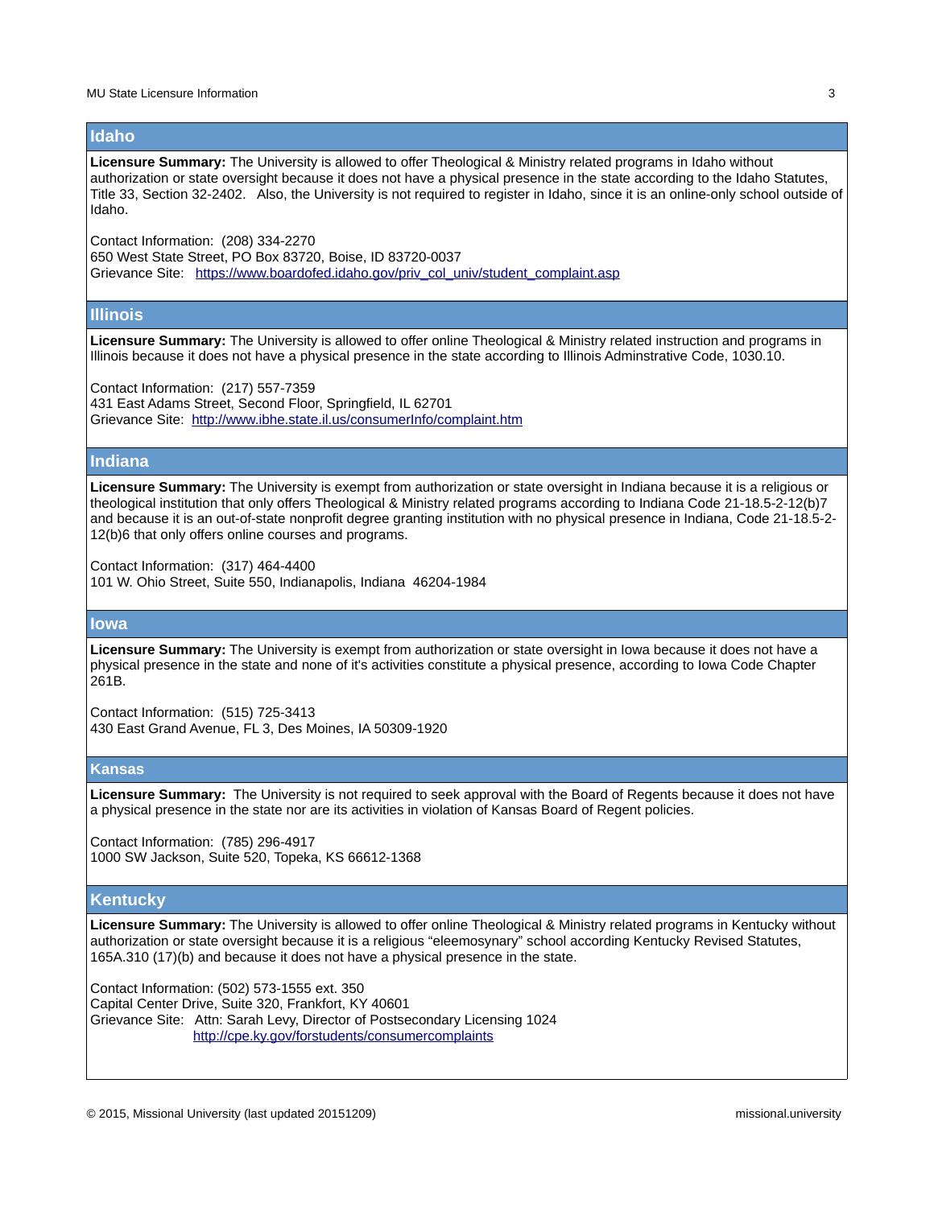## Idaho

**Licensure Summary:** The University is allowed to offer Theological & Ministry related programs in Idaho without authorization or state oversight because it does not have a physical presence in the state according to the Idaho Statutes, Title 33, Section 32-2402. Also, the University is not required to register in Idaho, since it is an online-only school outside of Idaho.

Contact Information: (208) 334-2270
650 West State Street, PO Box 83720, Boise, ID 83720-0037
Grievance Site: https://www.boardofed.idaho.gov/priv_col_univ/student_complaint.asp

## Illinois

**Licensure Summary:** The University is allowed to offer online Theological & Ministry related instruction and programs in Illinois because it does not have a physical presence in the state according to Illinois Adminstrative Code, 1030.10.

Contact Information: (217) 557-7359
431 East Adams Street, Second Floor, Springfield, IL 62701
Grievance Site: http://www.ibhe.state.il.us/consumerInfo/complaint.htm

## Indiana

**Licensure Summary:** The University is exempt from authorization or state oversight in Indiana because it is a religious or theological institution that only offers Theological & Ministry related programs according to Indiana Code 21-18.5-2-12(b)7 and because it is an out-of-state nonprofit degree granting institution with no physical presence in Indiana, Code 21-18.5-2-12(b)6 that only offers online courses and programs.

Contact Information: (317) 464-4400
101 W. Ohio Street, Suite 550, Indianapolis, Indiana 46204-1984

## Iowa

**Licensure Summary:** The University is exempt from authorization or state oversight in Iowa because it does not have a physical presence in the state and none of it's activities constitute a physical presence, according to Iowa Code Chapter 261B.

Contact Information: (515) 725-3413
430 East Grand Avenue, FL 3, Des Moines, IA 50309-1920

## Kansas

**Licensure Summary:** The University is not required to seek approval with the Board of Regents because it does not have a physical presence in the state nor are its activities in violation of Kansas Board of Regent policies.

Contact Information: (785) 296-4917
1000 SW Jackson, Suite 520, Topeka, KS 66612-1368

## Kentucky

**Licensure Summary:** The University is allowed to offer online Theological & Ministry related programs in Kentucky without authorization or state oversight because it is a religious "eleemosynary" school according Kentucky Revised Statutes, 165A.310 (17)(b) and because it does not have a physical presence in the state.

Contact Information: (502) 573-1555 ext. 350
Capital Center Drive, Suite 320, Frankfort, KY 40601
Grievance Site: Attn: Sarah Levy, Director of Postsecondary Licensing 1024
http://cpe.ky.gov/forstudents/consumercomplaints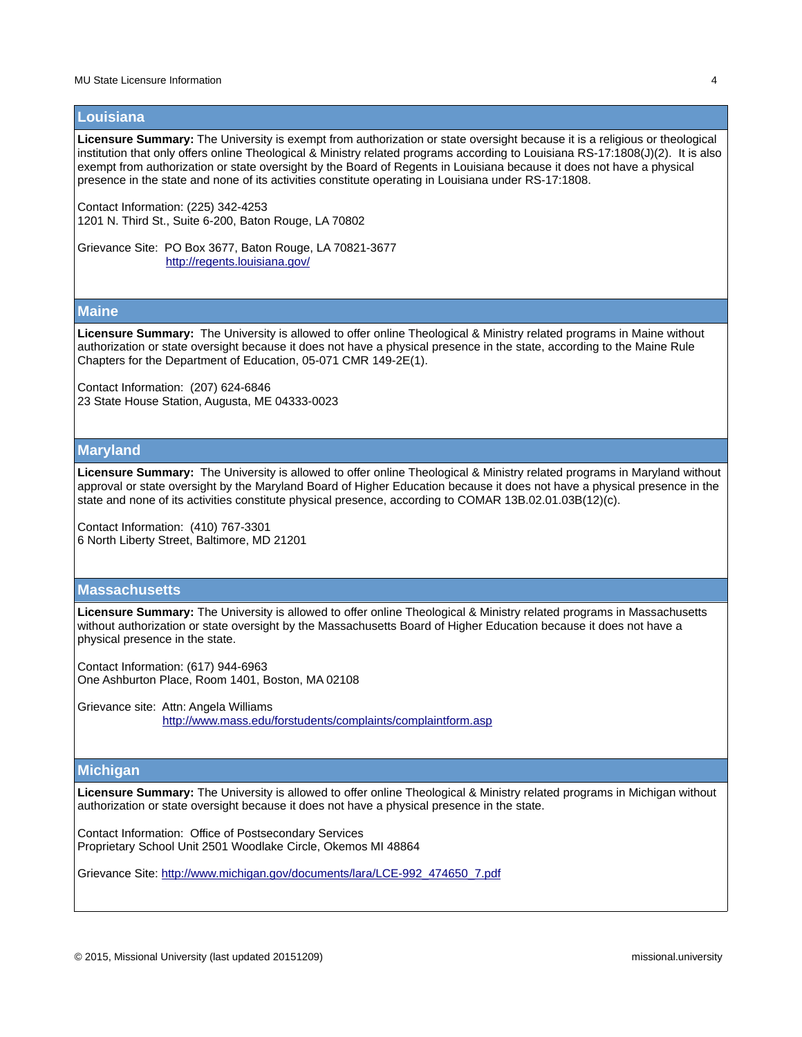## Louisiana

**Licensure Summary:** The University is exempt from authorization or state oversight because it is a religious or theological institution that only offers online Theological & Ministry related programs according to Louisiana RS-17:1808(J)(2). It is also exempt from authorization or state oversight by the Board of Regents in Louisiana because it does not have a physical presence in the state and none of its activities constitute operating in Louisiana under RS-17:1808.

Contact Information: (225) 342-4253
1201 N. Third St., Suite 6-200, Baton Rouge, LA 70802

Grievance Site: PO Box 3677, Baton Rouge, LA 70821-3677
http://regents.louisiana.gov/

## Maine

**Licensure Summary:** The University is allowed to offer online Theological & Ministry related programs in Maine without authorization or state oversight because it does not have a physical presence in the state, according to the Maine Rule Chapters for the Department of Education, 05-071 CMR 149-2E(1).

Contact Information: (207) 624-6846
23 State House Station, Augusta, ME 04333-0023

## Maryland

**Licensure Summary:** The University is allowed to offer online Theological & Ministry related programs in Maryland without approval or state oversight by the Maryland Board of Higher Education because it does not have a physical presence in the state and none of its activities constitute physical presence, according to COMAR 13B.02.01.03B(12)(c).

Contact Information: (410) 767-3301
6 North Liberty Street, Baltimore, MD 21201

## Massachusetts

**Licensure Summary:** The University is allowed to offer online Theological & Ministry related programs in Massachusetts without authorization or state oversight by the Massachusetts Board of Higher Education because it does not have a physical presence in the state.

Contact Information: (617) 944-6963
One Ashburton Place, Room 1401, Boston, MA 02108

Grievance site: Attn: Angela Williams
http://www.mass.edu/forstudents/complaints/complaintform.asp

## Michigan

**Licensure Summary:** The University is allowed to offer online Theological & Ministry related programs in Michigan without authorization or state oversight because it does not have a physical presence in the state.

Contact Information: Office of Postsecondary Services
Proprietary School Unit 2501 Woodlake Circle, Okemos MI 48864

Grievance Site: http://www.michigan.gov/documents/lara/LCE-992_474650_7.pdf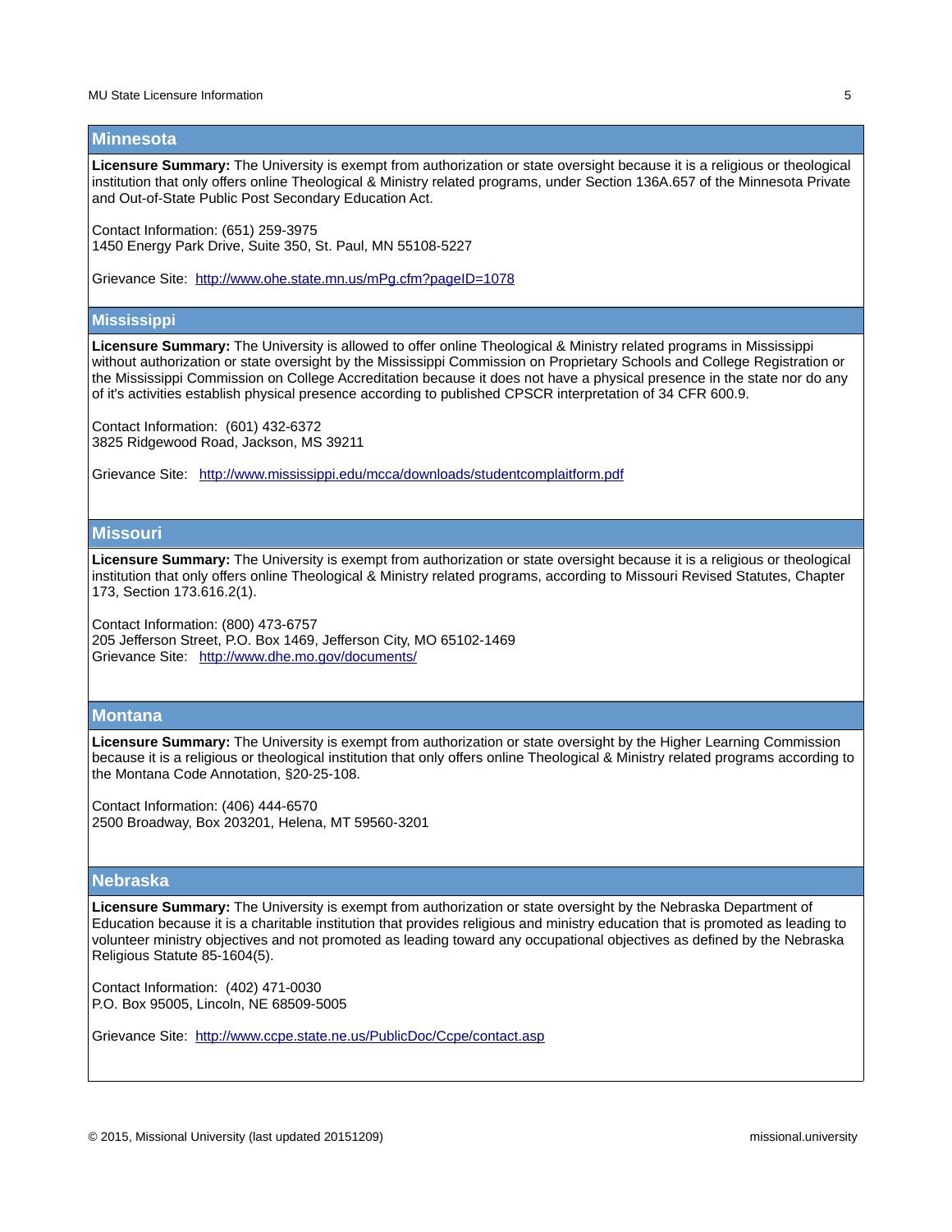## Minnesota

**Licensure Summary:** The University is exempt from authorization or state oversight because it is a religious or theological institution that only offers online Theological & Ministry related programs, under Section 136A.657 of the Minnesota Private and Out-of-State Public Post Secondary Education Act.

Contact Information: (651) 259-3975
1450 Energy Park Drive, Suite 350, St. Paul, MN 55108-5227

Grievance Site: http://www.ohe.state.mn.us/mPg.cfm?pageID=1078

## Mississippi

**Licensure Summary:** The University is allowed to offer online Theological & Ministry related programs in Mississippi without authorization or state oversight by the Mississippi Commission on Proprietary Schools and College Registration or the Mississippi Commission on College Accreditation because it does not have a physical presence in the state nor do any of it's activities establish physical presence according to published CPSCR interpretation of 34 CFR 600.9.

Contact Information: (601) 432-6372
3825 Ridgewood Road, Jackson, MS 39211

Grievance Site: http://www.mississippi.edu/mcca/downloads/studentcomplaitform.pdf

## Missouri

**Licensure Summary:** The University is exempt from authorization or state oversight because it is a religious or theological institution that only offers online Theological & Ministry related programs, according to Missouri Revised Statutes, Chapter 173, Section 173.616.2(1).

Contact Information: (800) 473-6757
205 Jefferson Street, P.O. Box 1469, Jefferson City, MO 65102-1469
Grievance Site: http://www.dhe.mo.gov/documents/

## Montana

**Licensure Summary:** The University is exempt from authorization or state oversight by the Higher Learning Commission because it is a religious or theological institution that only offers online Theological & Ministry related programs according to the Montana Code Annotation, §20-25-108.

Contact Information: (406) 444-6570
2500 Broadway, Box 203201, Helena, MT 59560-3201

## Nebraska

**Licensure Summary:** The University is exempt from authorization or state oversight by the Nebraska Department of Education because it is a charitable institution that provides religious and ministry education that is promoted as leading to volunteer ministry objectives and not promoted as leading toward any occupational objectives as defined by the Nebraska Religious Statute 85-1604(5).

Contact Information: (402) 471-0030
P.O. Box 95005, Lincoln, NE 68509-5005

Grievance Site: http://www.ccpe.state.ne.us/PublicDoc/Ccpe/contact.asp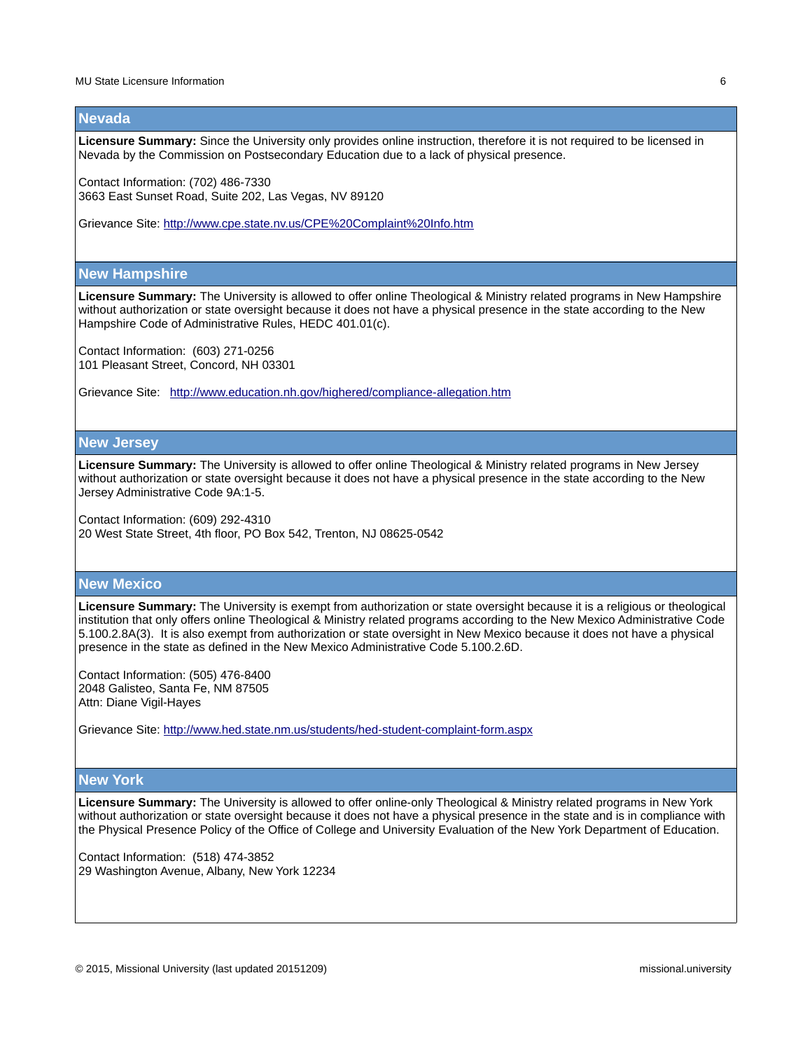## Nevada

**Licensure Summary:** Since the University only provides online instruction, therefore it is not required to be licensed in Nevada by the Commission on Postsecondary Education due to a lack of physical presence.

Contact Information: (702) 486-7330
3663 East Sunset Road, Suite 202, Las Vegas, NV 89120

Grievance Site: http://www.cpe.state.nv.us/CPE%20Complaint%20Info.htm

## New Hampshire

**Licensure Summary:** The University is allowed to offer online Theological & Ministry related programs in New Hampshire without authorization or state oversight because it does not have a physical presence in the state according to the New Hampshire Code of Administrative Rules, HEDC 401.01(c).

Contact Information: (603) 271-0256
101 Pleasant Street, Concord, NH 03301

Grievance Site: http://www.education.nh.gov/highered/compliance-allegation.htm

## New Jersey

**Licensure Summary:** The University is allowed to offer online Theological & Ministry related programs in New Jersey without authorization or state oversight because it does not have a physical presence in the state according to the New Jersey Administrative Code 9A:1-5.

Contact Information: (609) 292-4310
20 West State Street, 4th floor, PO Box 542, Trenton, NJ 08625-0542

## New Mexico

**Licensure Summary:** The University is exempt from authorization or state oversight because it is a religious or theological institution that only offers online Theological & Ministry related programs according to the New Mexico Administrative Code 5.100.2.8A(3). It is also exempt from authorization or state oversight in New Mexico because it does not have a physical presence in the state as defined in the New Mexico Administrative Code 5.100.2.6D.

Contact Information: (505) 476-8400
2048 Galisteo, Santa Fe, NM 87505
Attn: Diane Vigil-Hayes

Grievance Site: http://www.hed.state.nm.us/students/hed-student-complaint-form.aspx

## New York

**Licensure Summary:** The University is allowed to offer online-only Theological & Ministry related programs in New York without authorization or state oversight because it does not have a physical presence in the state and is in compliance with the Physical Presence Policy of the Office of College and University Evaluation of the New York Department of Education.

Contact Information: (518) 474-3852
29 Washington Avenue, Albany, New York 12234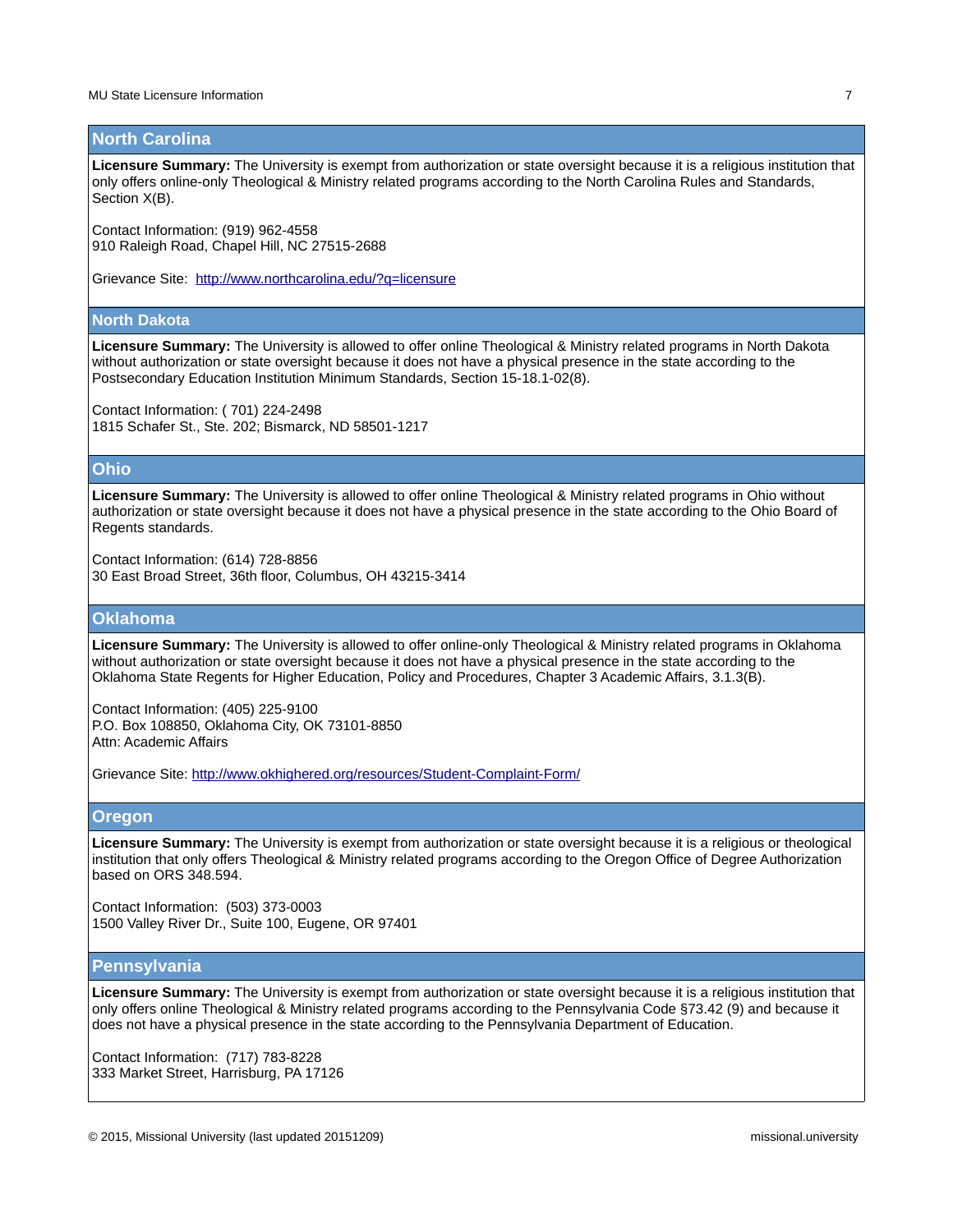## North Carolina

**Licensure Summary:** The University is exempt from authorization or state oversight because it is a religious institution that only offers online-only Theological & Ministry related programs according to the North Carolina Rules and Standards, Section X(B).

Contact Information: (919) 962-4558
910 Raleigh Road, Chapel Hill, NC 27515-2688

Grievance Site: http://www.northcarolina.edu/?q=licensure

## North Dakota

**Licensure Summary:** The University is allowed to offer online Theological & Ministry related programs in North Dakota without authorization or state oversight because it does not have a physical presence in the state according to the Postsecondary Education Institution Minimum Standards, Section 15-18.1-02(8).

Contact Information: ( 701) 224-2498
1815 Schafer St., Ste. 202; Bismarck, ND 58501-1217

## Ohio

**Licensure Summary:** The University is allowed to offer online Theological & Ministry related programs in Ohio without authorization or state oversight because it does not have a physical presence in the state according to the Ohio Board of Regents standards.

Contact Information: (614) 728-8856
30 East Broad Street, 36th floor, Columbus, OH 43215-3414

## Oklahoma

**Licensure Summary:** The University is allowed to offer online-only Theological & Ministry related programs in Oklahoma without authorization or state oversight because it does not have a physical presence in the state according to the Oklahoma State Regents for Higher Education, Policy and Procedures, Chapter 3 Academic Affairs, 3.1.3(B).

Contact Information: (405) 225-9100
P.O. Box 108850, Oklahoma City, OK 73101-8850
Attn: Academic Affairs

Grievance Site: http://www.okhighered.org/resources/Student-Complaint-Form/

## Oregon

**Licensure Summary:** The University is exempt from authorization or state oversight because it is a religious or theological institution that only offers Theological & Ministry related programs according to the Oregon Office of Degree Authorization based on ORS 348.594.

Contact Information: (503) 373-0003
1500 Valley River Dr., Suite 100, Eugene, OR 97401

## Pennsylvania

**Licensure Summary:** The University is exempt from authorization or state oversight because it is a religious institution that only offers online Theological & Ministry related programs according to the Pennsylvania Code §73.42 (9) and because it does not have a physical presence in the state according to the Pennsylvania Department of Education.

Contact Information: (717) 783-8228
333 Market Street, Harrisburg, PA 17126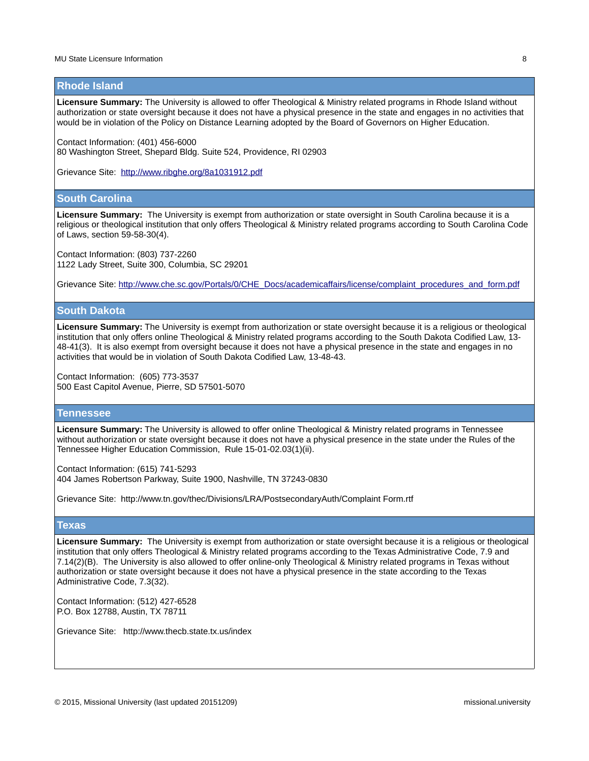## Rhode Island

**Licensure Summary:** The University is allowed to offer Theological & Ministry related programs in Rhode Island without authorization or state oversight because it does not have a physical presence in the state and engages in no activities that would be in violation of the Policy on Distance Learning adopted by the Board of Governors on Higher Education.

Contact Information: (401) 456-6000
80 Washington Street, Shepard Bldg. Suite 524, Providence, RI 02903

Grievance Site: http://www.ribghe.org/8a1031912.pdf

## South Carolina

**Licensure Summary:** The University is exempt from authorization or state oversight in South Carolina because it is a religious or theological institution that only offers Theological & Ministry related programs according to South Carolina Code of Laws, section 59-58-30(4).

Contact Information: (803) 737-2260
1122 Lady Street, Suite 300, Columbia, SC 29201

Grievance Site: http://www.che.sc.gov/Portals/0/CHE_Docs/academicaffairs/license/complaint_procedures_and_form.pdf

## South Dakota

**Licensure Summary:** The University is exempt from authorization or state oversight because it is a religious or theological institution that only offers online Theological & Ministry related programs according to the South Dakota Codified Law, 13-48-41(3). It is also exempt from oversight because it does not have a physical presence in the state and engages in no activities that would be in violation of South Dakota Codified Law, 13-48-43.

Contact Information: (605) 773-3537
500 East Capitol Avenue, Pierre, SD 57501-5070

## Tennessee

**Licensure Summary:** The University is allowed to offer online Theological & Ministry related programs in Tennessee without authorization or state oversight because it does not have a physical presence in the state under the Rules of the Tennessee Higher Education Commission, Rule 15-01-02.03(1)(ii).

Contact Information: (615) 741-5293
404 James Robertson Parkway, Suite 1900, Nashville, TN 37243-0830

Grievance Site: http://www.tn.gov/thec/Divisions/LRA/PostsecondaryAuth/Complaint Form.rtf

## Texas

**Licensure Summary:** The University is exempt from authorization or state oversight because it is a religious or theological institution that only offers Theological & Ministry related programs according to the Texas Administrative Code, 7.9 and 7.14(2)(B). The University is also allowed to offer online-only Theological & Ministry related programs in Texas without authorization or state oversight because it does not have a physical presence in the state according to the Texas Administrative Code, 7.3(32).

Contact Information: (512) 427-6528
P.O. Box 12788, Austin, TX 78711

Grievance Site: http://www.thecb.state.tx.us/index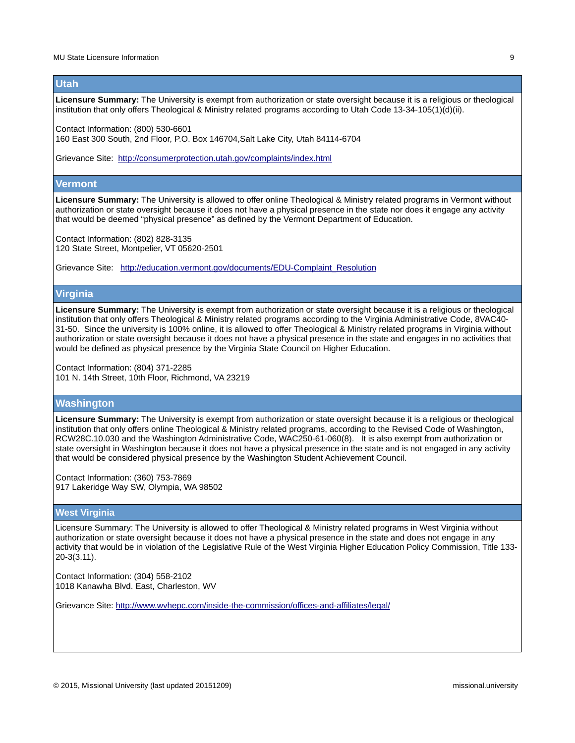## Utah

**Licensure Summary:** The University is exempt from authorization or state oversight because it is a religious or theological institution that only offers Theological & Ministry related programs according to Utah Code 13-34-105(1)(d)(ii).

Contact Information: (800) 530-6601
160 East 300 South, 2nd Floor, P.O. Box 146704,Salt Lake City, Utah 84114-6704

Grievance Site: http://consumerprotection.utah.gov/complaints/index.html

## Vermont

**Licensure Summary:** The University is allowed to offer online Theological & Ministry related programs in Vermont without authorization or state oversight because it does not have a physical presence in the state nor does it engage any activity that would be deemed "physical presence" as defined by the Vermont Department of Education.

Contact Information: (802) 828-3135
120 State Street, Montpelier, VT 05620-2501

Grievance Site: http://education.vermont.gov/documents/EDU-Complaint_Resolution

## Virginia

**Licensure Summary:** The University is exempt from authorization or state oversight because it is a religious or theological institution that only offers Theological & Ministry related programs according to the Virginia Administrative Code, 8VAC40-31-50. Since the university is 100% online, it is allowed to offer Theological & Ministry related programs in Virginia without authorization or state oversight because it does not have a physical presence in the state and engages in no activities that would be defined as physical presence by the Virginia State Council on Higher Education.

Contact Information: (804) 371-2285
101 N. 14th Street, 10th Floor, Richmond, VA 23219

## Washington

**Licensure Summary:** The University is exempt from authorization or state oversight because it is a religious or theological institution that only offers online Theological & Ministry related programs, according to the Revised Code of Washington, RCW28C.10.030 and the Washington Administrative Code, WAC250-61-060(8). It is also exempt from authorization or state oversight in Washington because it does not have a physical presence in the state and is not engaged in any activity that would be considered physical presence by the Washington Student Achievement Council.

Contact Information: (360) 753-7869
917 Lakeridge Way SW, Olympia, WA 98502

## West Virginia

Licensure Summary: The University is allowed to offer Theological & Ministry related programs in West Virginia without authorization or state oversight because it does not have a physical presence in the state and does not engage in any activity that would be in violation of the Legislative Rule of the West Virginia Higher Education Policy Commission, Title 133-20-3(3.11).

Contact Information: (304) 558-2102
1018 Kanawha Blvd. East, Charleston, WV

Grievance Site: http://www.wvhepc.com/inside-the-commission/offices-and-affiliates/legal/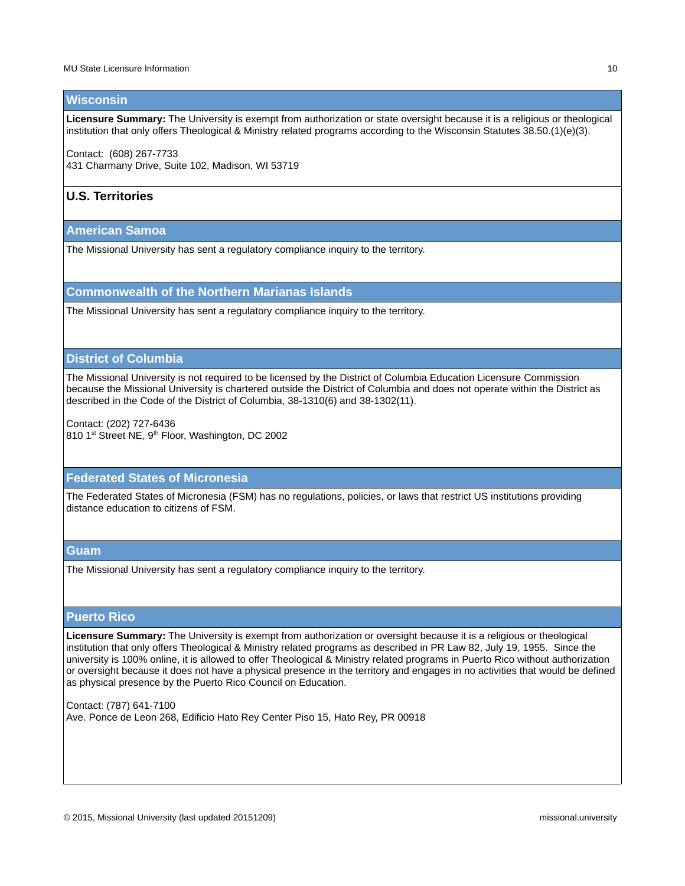## Wisconsin

**Licensure Summary:** The University is exempt from authorization or state oversight because it is a religious or theological institution that only offers Theological & Ministry related programs according to the Wisconsin Statutes 38.50.(1)(e)(3).

Contact: (608) 267-7733
431 Charmany Drive, Suite 102, Madison, WI 53719

# U.S. Territories

## American Samoa

The Missional University has sent a regulatory compliance inquiry to the territory.

## Commonwealth of the Northern Marianas Islands

The Missional University has sent a regulatory compliance inquiry to the territory.

## District of Columbia

The Missional University is not required to be licensed by the District of Columbia Education Licensure Commission because the Missional University is chartered outside the District of Columbia and does not operate within the District as described in the Code of the District of Columbia, 38-1310(6) and 38-1302(11).

Contact: (202) 727-6436
810 1st Street NE, 9th Floor, Washington, DC 2002

## Federated States of Micronesia

The Federated States of Micronesia (FSM) has no regulations, policies, or laws that restrict US institutions providing distance education to citizens of FSM.

## Guam

The Missional University has sent a regulatory compliance inquiry to the territory.

## Puerto Rico

**Licensure Summary:** The University is exempt from authorization or oversight because it is a religious or theological institution that only offers Theological & Ministry related programs as described in PR Law 82, July 19, 1955. Since the university is 100% online, it is allowed to offer Theological & Ministry related programs in Puerto Rico without authorization or oversight because it does not have a physical presence in the territory and engages in no activities that would be defined as physical presence by the Puerto Rico Council on Education.

Contact: (787) 641-7100
Ave. Ponce de Leon 268, Edificio Hato Rey Center Piso 15, Hato Rey, PR 00918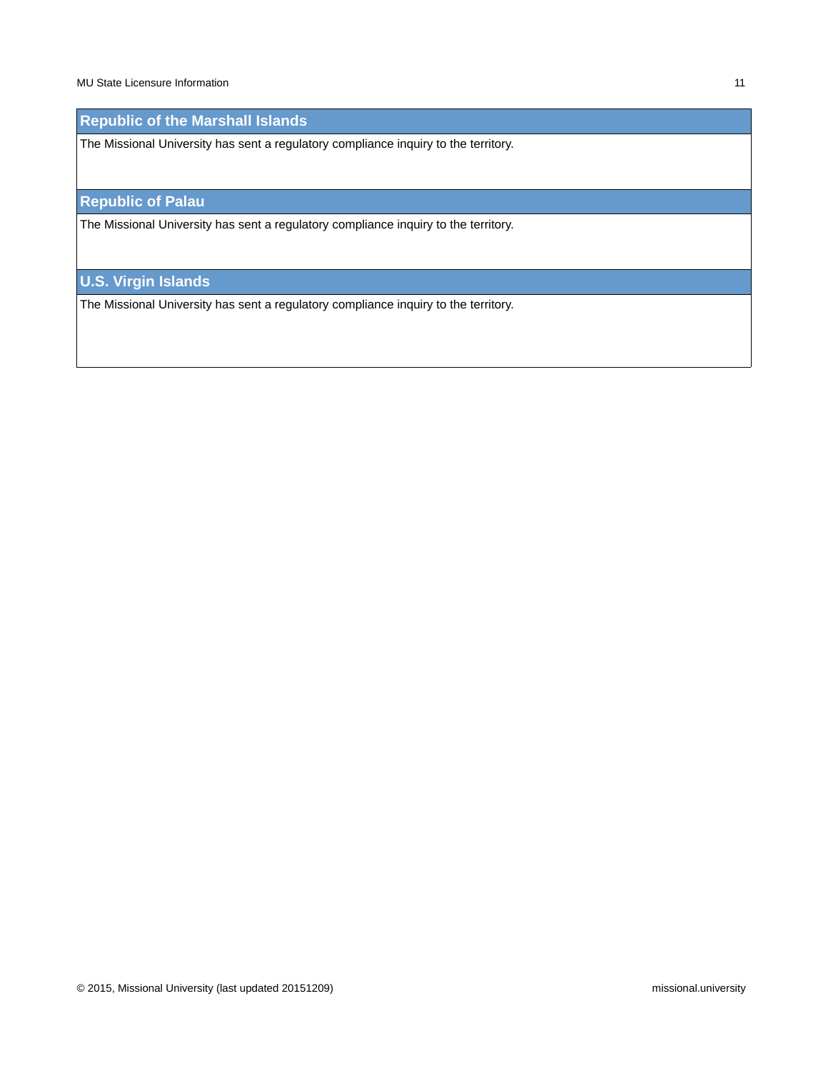## Republic of the Marshall Islands

The Missional University has sent a regulatory compliance inquiry to the territory.

## Republic of Palau

The Missional University has sent a regulatory compliance inquiry to the territory.

## U.S. Virgin Islands

The Missional University has sent a regulatory compliance inquiry to the territory.